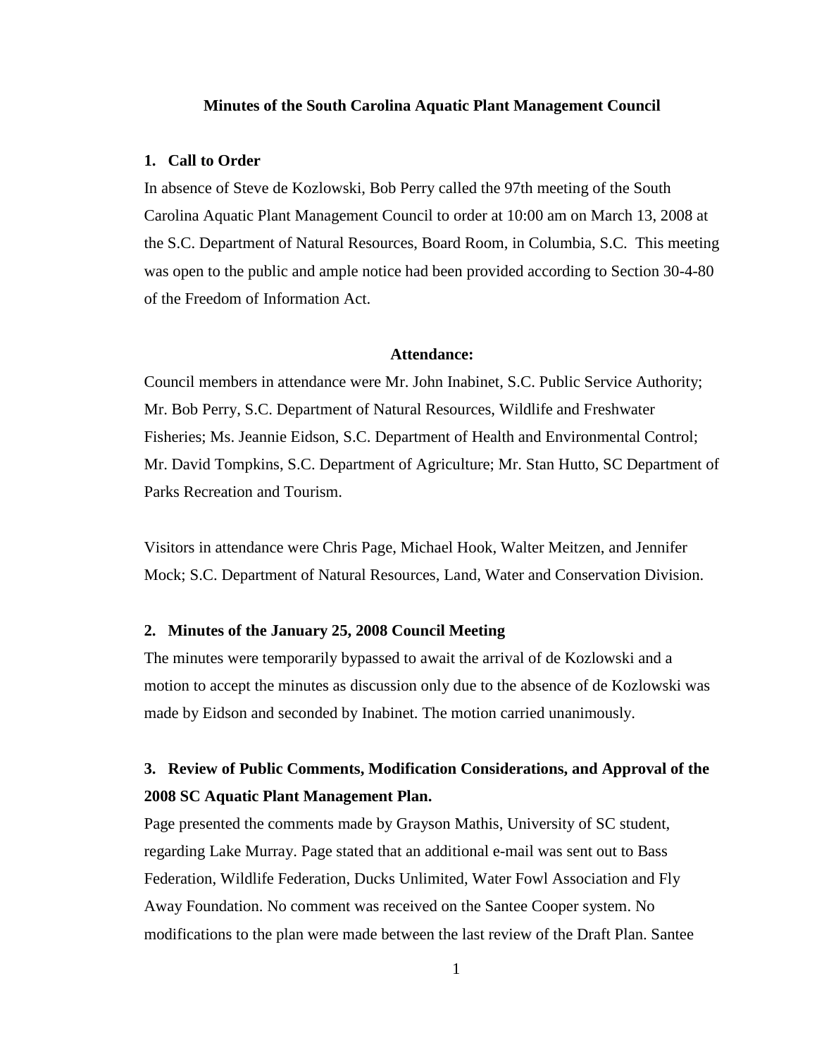# Minutes of the South Carolina Aquatic Plant Management Council

## 1. Call to Order

In absence of Steve de Kozlowski, Bob Perry called the 97th meeting of the South Carolina Aquatic Plant Management Council to order at 10:00 am on March 13, 2008 at the S.C. Department of Natural Resources, Board Room, in Columbia, S.C. This meeting was open to the public and ample notice had been provided according to Section 30-4-80 of the Freedom of Information Act.

### Attendance:

Council members in attendance were Mr. John Inabinet, S.C. Public Service Authority; Mr. Bob Perry, S.C. Department of Natural Resources, Wildlife and Freshwater Fisheries; Ms. Jeannie Eidson, S.C. Department of Health and Environmental Control; Mr. David Tompkins, S.C. Department of Agriculture; Mr. Stan Hutto, SC Department of Parks Recreation and Tourism.

Visitors in attendance were Chris Page, Michael Hook, Walter Meitzen, and Jennifer Mock; S.C. Department of Natural Resources, Land, Water and Conservation Division.

## 2. Minutes of the January 25, 2008 Council Meeting

The minutes were temporarily bypassed to await the arrival of de Kozlowski and a motion to accept the minutes as discussion only due to the absence of de Kozlowski was made by Eidson and seconded by Inabinet. The motion carried unanimously.

## 3. Review of Public Comments, Modification Considerations, and Approval of the 2008 SC Aquatic Plant Management Plan.

Page presented the comments made by Grayson Mathis, University of SC student, regarding Lake Murray. Page stated that an additional e-mail was sent out to Bass Federation, Wildlife Federation, Ducks Unlimited, Water Fowl Association and Fly Away Foundation. No comment was received on the Santee Cooper system. No modifications to the plan were made between the last review of the Draft Plan. Santee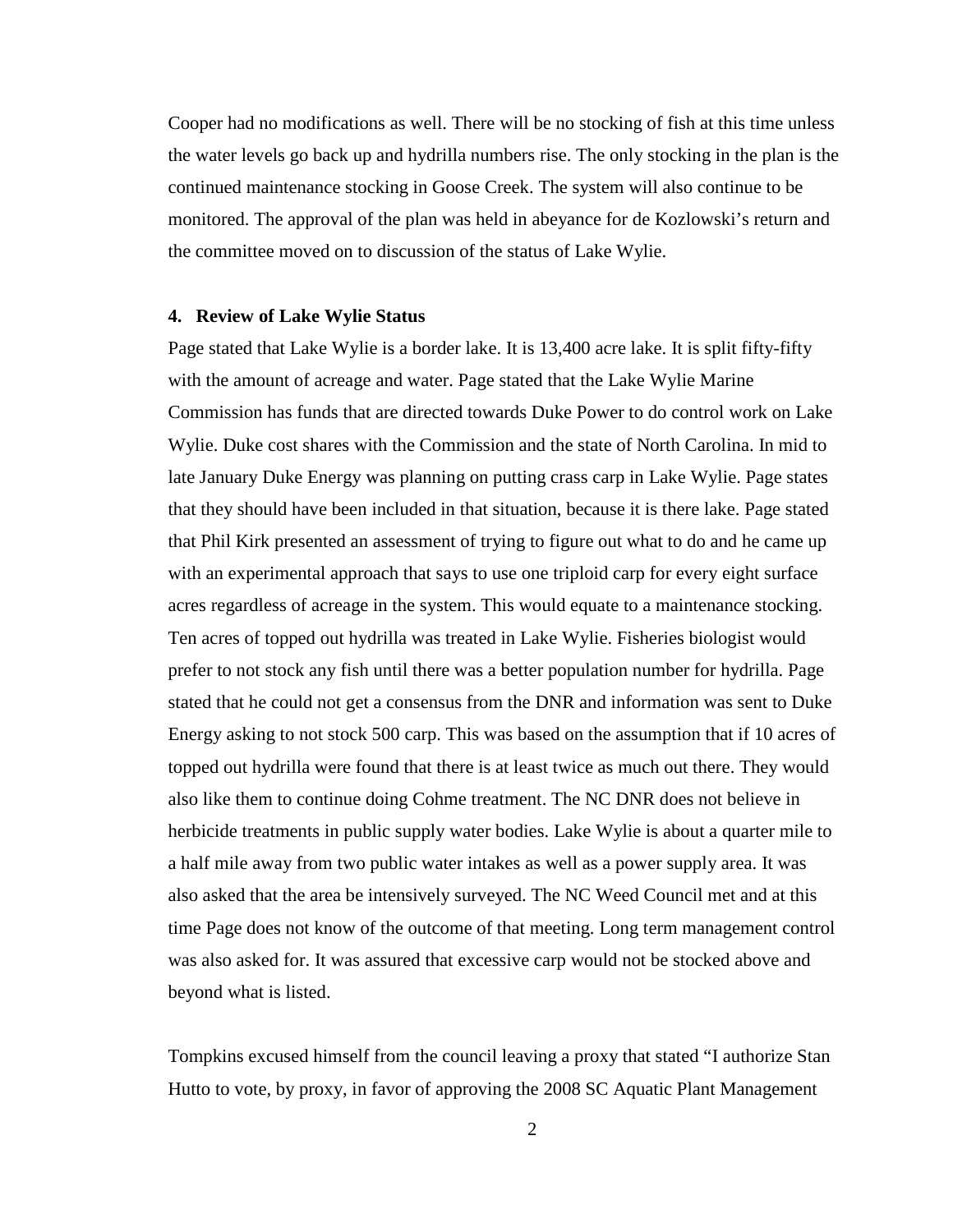Cooper had no modifications as well. There will be no stocking of fish at this time unless the water levels go back up and hydrilla numbers rise. The only stocking in the plan is the continued maintenance stocking in Goose Creek. The system will also continue to be monitored. The approval of the plan was held in abeyance for de Kozlowski's return and the committee moved on to discussion of the status of Lake Wylie.

**4. Review of Lake Wylie Status**

Page stated that Lake Wylie is a border lake. It is 13,400 acre lake. It is split fifty-fifty with the amount of acreage and water. Page stated that the Lake Wylie Marine Commission has funds that are directed towards Duke Power to do control work on Lake Wylie. Duke cost shares with the Commission and the state of North Carolina. In mid to late January Duke Energy was planning on putting crass carp in Lake Wylie. Page states that they should have been included in that situation, because it is there lake. Page stated that Phil Kirk presented an assessment of trying to figure out what to do and he came up with an experimental approach that says to use one triploid carp for every eight surface acres regardless of acreage in the system. This would equate to a maintenance stocking. Ten acres of topped out hydrilla was treated in Lake Wylie. Fisheries biologist would prefer to not stock any fish until there was a better population number for hydrilla. Page stated that he could not get a consensus from the DNR and information was sent to Duke Energy asking to not stock 500 carp. This was based on the assumption that if 10 acres of topped out hydrilla were found that there is at least twice as much out there. They would also like them to continue doing Cohme treatment. The NC DNR does not believe in herbicide treatments in public supply water bodies. Lake Wylie is about a quarter mile to a half mile away from two public water intakes as well as a power supply area. It was also asked that the area be intensively surveyed. The NC Weed Council met and at this time Page does not know of the outcome of that meeting. Long term management control was also asked for. It was assured that excessive carp would not be stocked above and beyond what is listed.

Tompkins excused himself from the council leaving a proxy that stated "I authorize Stan Hutto to vote, by proxy, in favor of approving the 2008 SC Aquatic Plant Management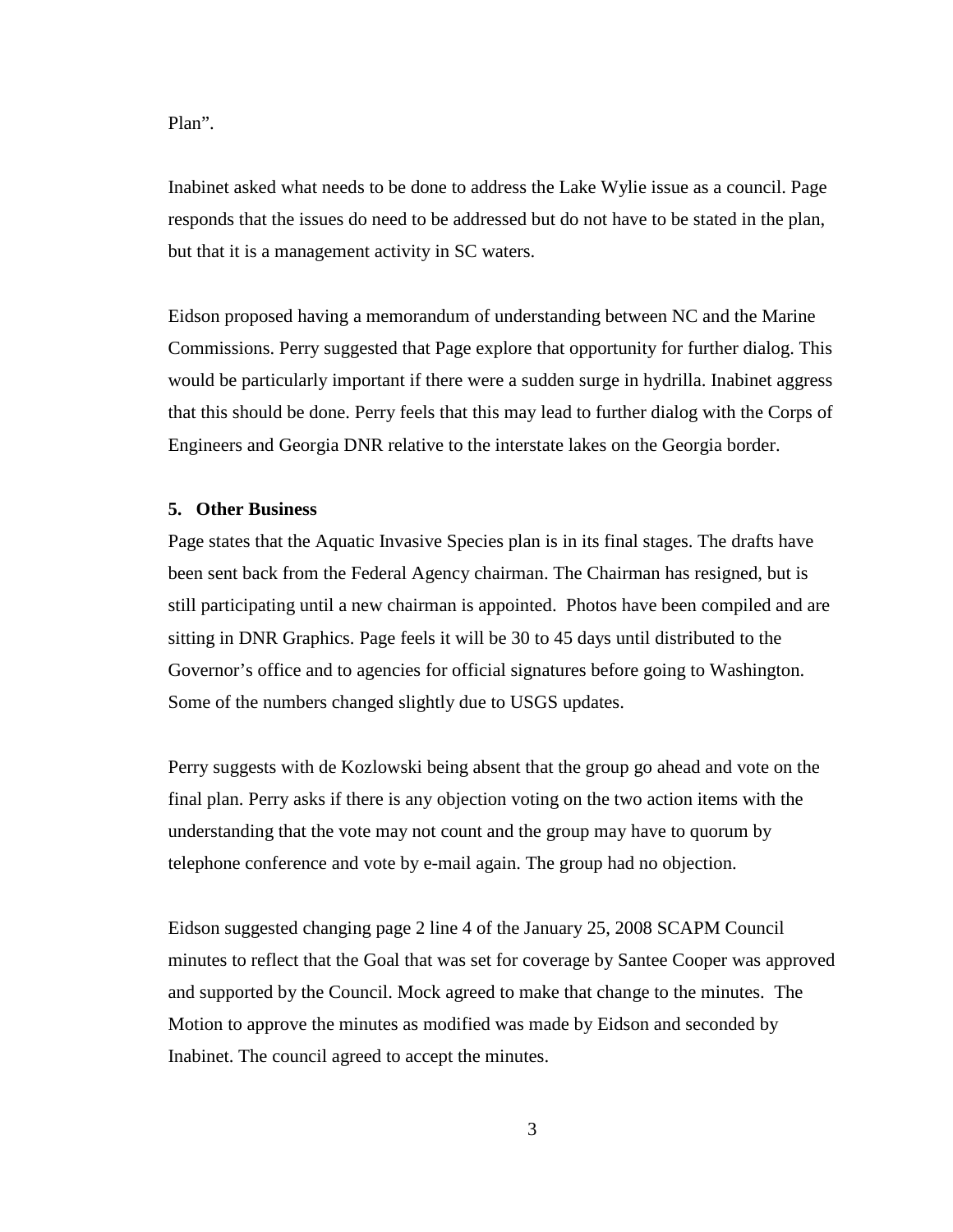Plan".

Inabinet asked what needs to be done to address the Lake Wylie issue as a council. Page responds that the issues do need to be addressed but do not have to be stated in the plan, but that it is a management activity in SC waters.

Eidson proposed having a memorandum of understanding between NC and the Marine Commissions. Perry suggested that Page explore that opportunity for further dialog. This would be particularly important if there were a sudden surge in hydrilla. Inabinet aggress that this should be done. Perry feels that this may lead to further dialog with the Corps of Engineers and Georgia DNR relative to the interstate lakes on the Georgia border.

**5. Other Business**

Page states that the Aquatic Invasive Species plan is in its final stages. The drafts have been sent back from the Federal Agency chairman. The Chairman has resigned, but is still participating until a new chairman is appointed. Photos have been compiled and are sitting in DNR Graphics. Page feels it will be 30 to 45 days until distributed to the Governor's office and to agencies for official signatures before going to Washington. Some of the numbers changed slightly due to USGS updates.

Perry suggests with de Kozlowski being absent that the group go ahead and vote on the final plan. Perry asks if there is any objection voting on the two action items with the understanding that the vote may not count and the group may have to quorum by telephone conference and vote by e-mail again. The group had no objection.

Eidson suggested changing page 2 line 4 of the January 25, 2008 SCAPM Council minutes to reflect that the Goal that was set for coverage by Santee Cooper was approved and supported by the Council. Mock agreed to make that change to the minutes. The Motion to approve the minutes as modified was made by Eidson and seconded by Inabinet. The council agreed to accept the minutes.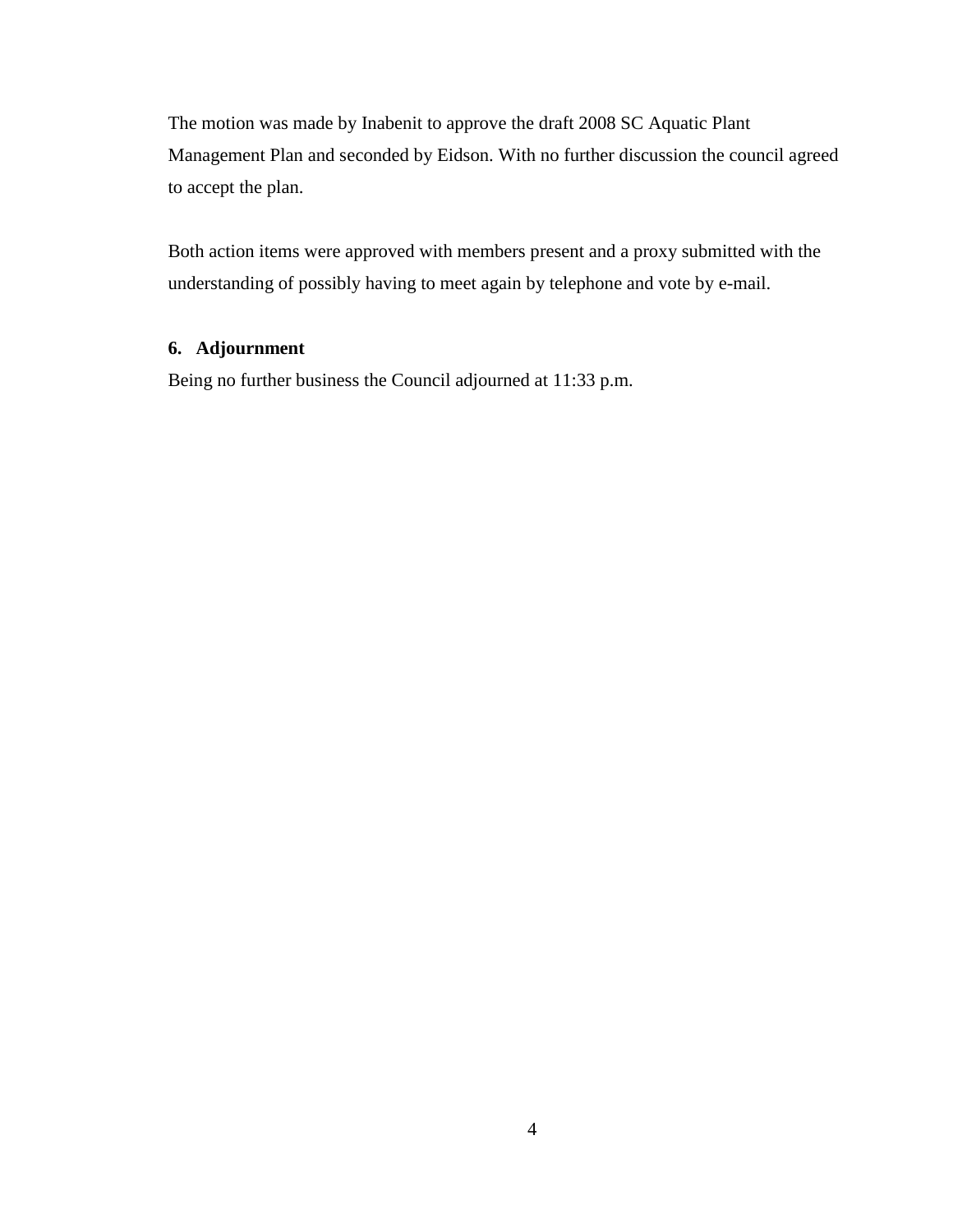The motion was made by Inabenit to approve the draft 2008 SC Aquatic Plant Management Plan and seconded by Eidson. With no further discussion the council agreed to accept the plan.

Both action items were approved with members present and a proxy submitted with the understanding of possibly having to meet again by telephone and vote by e-mail.

**6. Adjournment**

Being no further business the Council adjourned at 11:33 p.m.